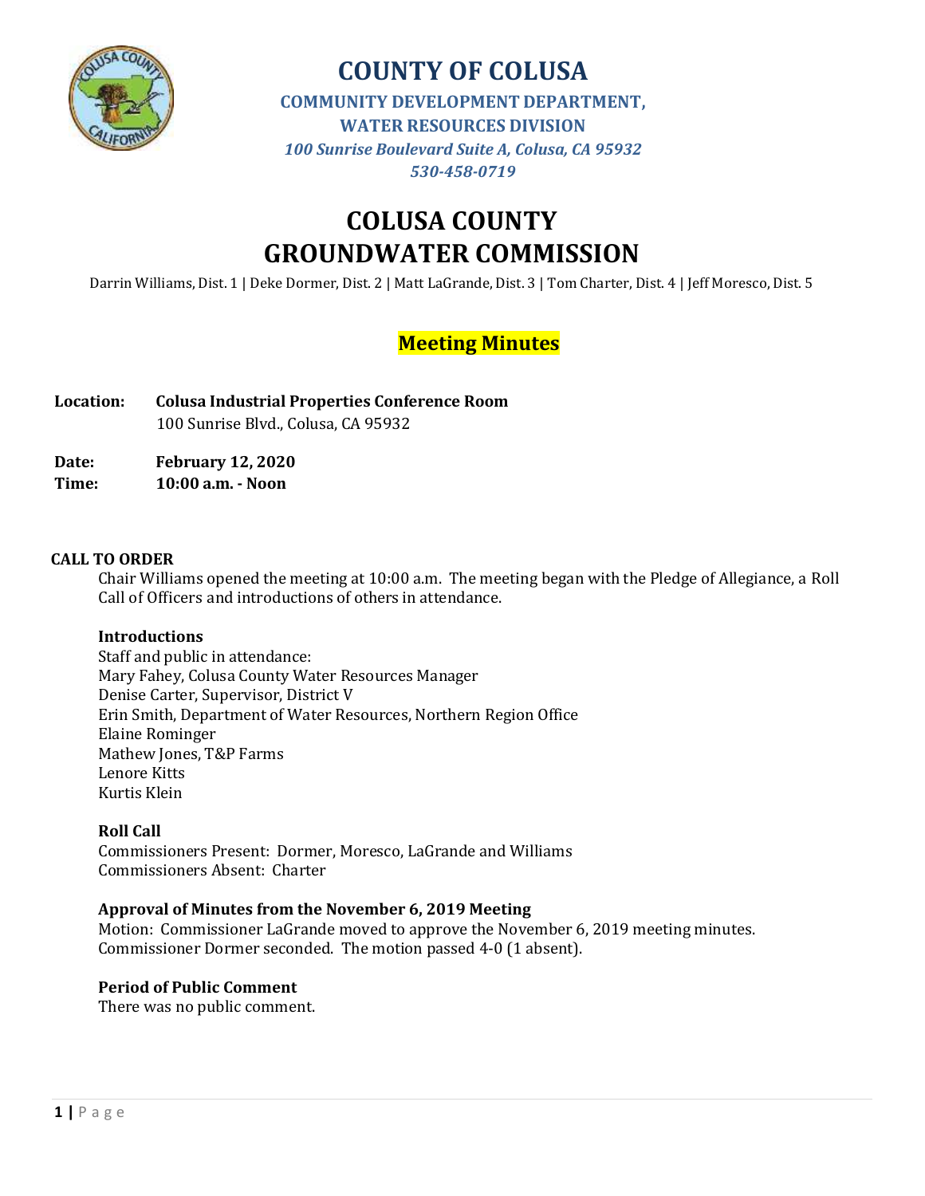# COUNTY OF COLUSA

**COMMUNITY DEVELOPMENT DEPARTMENT,**
**WATER RESOURCES DIVISION**
*100 Sunrise Boulevard Suite A, Colusa, CA 95932*
*530-458-0719*

# COLUSA COUNTY GROUNDWATER COMMISSION

Darrin Williams, Dist. 1 | Deke Dormer, Dist. 2 | Matt LaGrande, Dist. 3 | Tom Charter, Dist. 4 | Jeff Moresco, Dist. 5

## Meeting Minutes

**Location:** **Colusa Industrial Properties Conference Room**
100 Sunrise Blvd., Colusa, CA 95932

**Date:** **February 12, 2020**
**Time:** **10:00 a.m. - Noon**

### CALL TO ORDER

Chair Williams opened the meeting at 10:00 a.m. The meeting began with the Pledge of Allegiance, a Roll Call of Officers and introductions of others in attendance.

**Introductions**

Staff and public in attendance:
Mary Fahey, Colusa County Water Resources Manager
Denise Carter, Supervisor, District V
Erin Smith, Department of Water Resources, Northern Region Office
Elaine Rominger
Mathew Jones, T&P Farms
Lenore Kitts
Kurtis Klein

**Roll Call**

Commissioners Present: Dormer, Moresco, LaGrande and Williams
Commissioners Absent: Charter

**Approval of Minutes from the November 6, 2019 Meeting**

Motion: Commissioner LaGrande moved to approve the November 6, 2019 meeting minutes. Commissioner Dormer seconded. The motion passed 4-0 (1 absent).

**Period of Public Comment**

There was no public comment.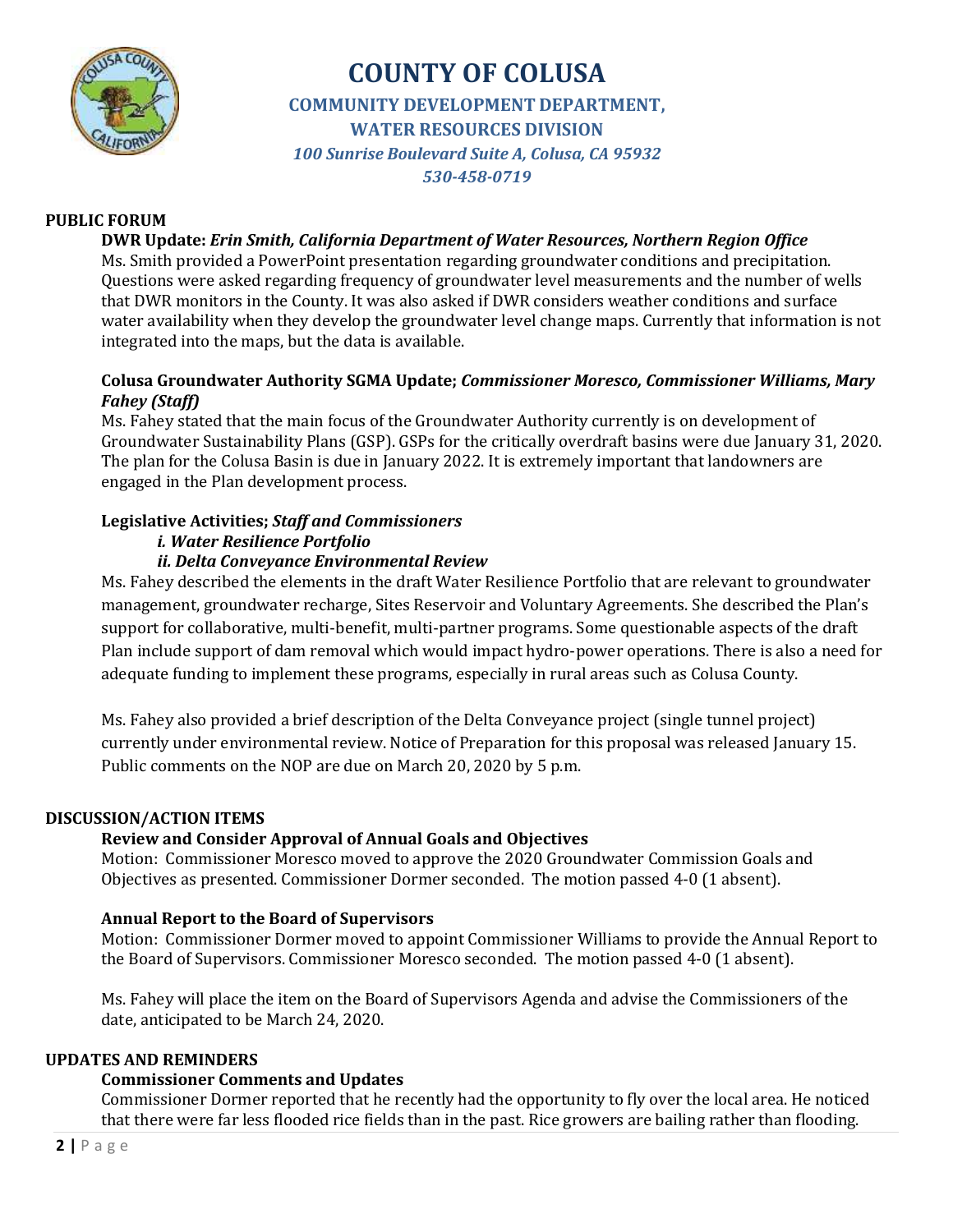# COUNTY OF COLUSA

## COMMUNITY DEVELOPMENT DEPARTMENT, WATER RESOURCES DIVISION

*100 Sunrise Boulevard Suite A, Colusa, CA 95932*
*530-458-0719*

**PUBLIC FORUM**

**DWR Update:** ***Erin Smith, California Department of Water Resources, Northern Region Office***

Ms. Smith provided a PowerPoint presentation regarding groundwater conditions and precipitation. Questions were asked regarding frequency of groundwater level measurements and the number of wells that DWR monitors in the County. It was also asked if DWR considers weather conditions and surface water availability when they develop the groundwater level change maps. Currently that information is not integrated into the maps, but the data is available.

**Colusa Groundwater Authority SGMA Update;** ***Commissioner Moresco, Commissioner Williams, Mary Fahey (Staff)***

Ms. Fahey stated that the main focus of the Groundwater Authority currently is on development of Groundwater Sustainability Plans (GSP). GSPs for the critically overdraft basins were due January 31, 2020. The plan for the Colusa Basin is due in January 2022. It is extremely important that landowners are engaged in the Plan development process.

**Legislative Activities;** ***Staff and Commissioners***

***i. Water Resilience Portfolio***

***ii. Delta Conveyance Environmental Review***

Ms. Fahey described the elements in the draft Water Resilience Portfolio that are relevant to groundwater management, groundwater recharge, Sites Reservoir and Voluntary Agreements. She described the Plan's support for collaborative, multi-benefit, multi-partner programs. Some questionable aspects of the draft Plan include support of dam removal which would impact hydro-power operations. There is also a need for adequate funding to implement these programs, especially in rural areas such as Colusa County.

Ms. Fahey also provided a brief description of the Delta Conveyance project (single tunnel project) currently under environmental review. Notice of Preparation for this proposal was released January 15. Public comments on the NOP are due on March 20, 2020 by 5 p.m.

**DISCUSSION/ACTION ITEMS**

**Review and Consider Approval of Annual Goals and Objectives**

Motion: Commissioner Moresco moved to approve the 2020 Groundwater Commission Goals and Objectives as presented. Commissioner Dormer seconded. The motion passed 4-0 (1 absent).

**Annual Report to the Board of Supervisors**

Motion: Commissioner Dormer moved to appoint Commissioner Williams to provide the Annual Report to the Board of Supervisors. Commissioner Moresco seconded. The motion passed 4-0 (1 absent).

Ms. Fahey will place the item on the Board of Supervisors Agenda and advise the Commissioners of the date, anticipated to be March 24, 2020.

**UPDATES AND REMINDERS**

**Commissioner Comments and Updates**

Commissioner Dormer reported that he recently had the opportunity to fly over the local area. He noticed that there were far less flooded rice fields than in the past. Rice growers are bailing rather than flooding.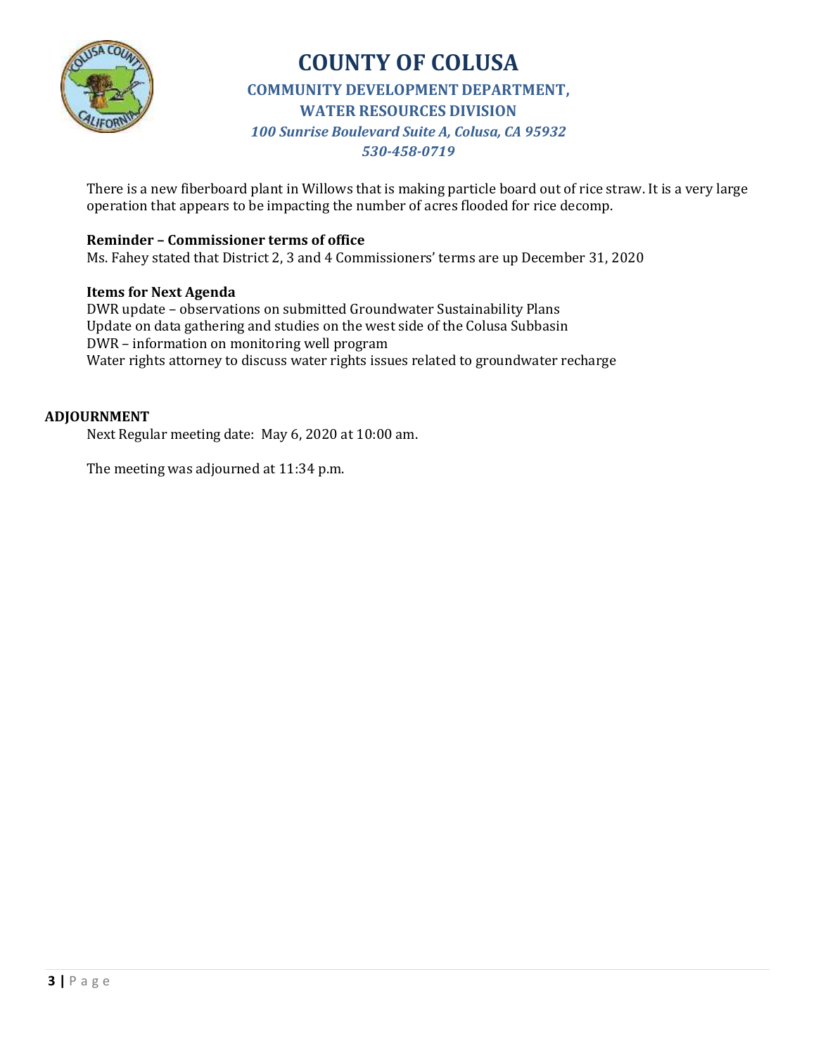# COUNTY OF COLUSA

### COMMUNITY DEVELOPMENT DEPARTMENT,
### WATER RESOURCES DIVISION

*100 Sunrise Boulevard Suite A, Colusa, CA 95932*
*530-458-0719*

There is a new fiberboard plant in Willows that is making particle board out of rice straw. It is a very large operation that appears to be impacting the number of acres flooded for rice decomp.

**Reminder – Commissioner terms of office**
Ms. Fahey stated that District 2, 3 and 4 Commissioners' terms are up December 31, 2020

**Items for Next Agenda**
DWR update – observations on submitted Groundwater Sustainability Plans
Update on data gathering and studies on the west side of the Colusa Subbasin
DWR – information on monitoring well program
Water rights attorney to discuss water rights issues related to groundwater recharge

**ADJOURNMENT**

Next Regular meeting date: May 6, 2020 at 10:00 am.

The meeting was adjourned at 11:34 p.m.